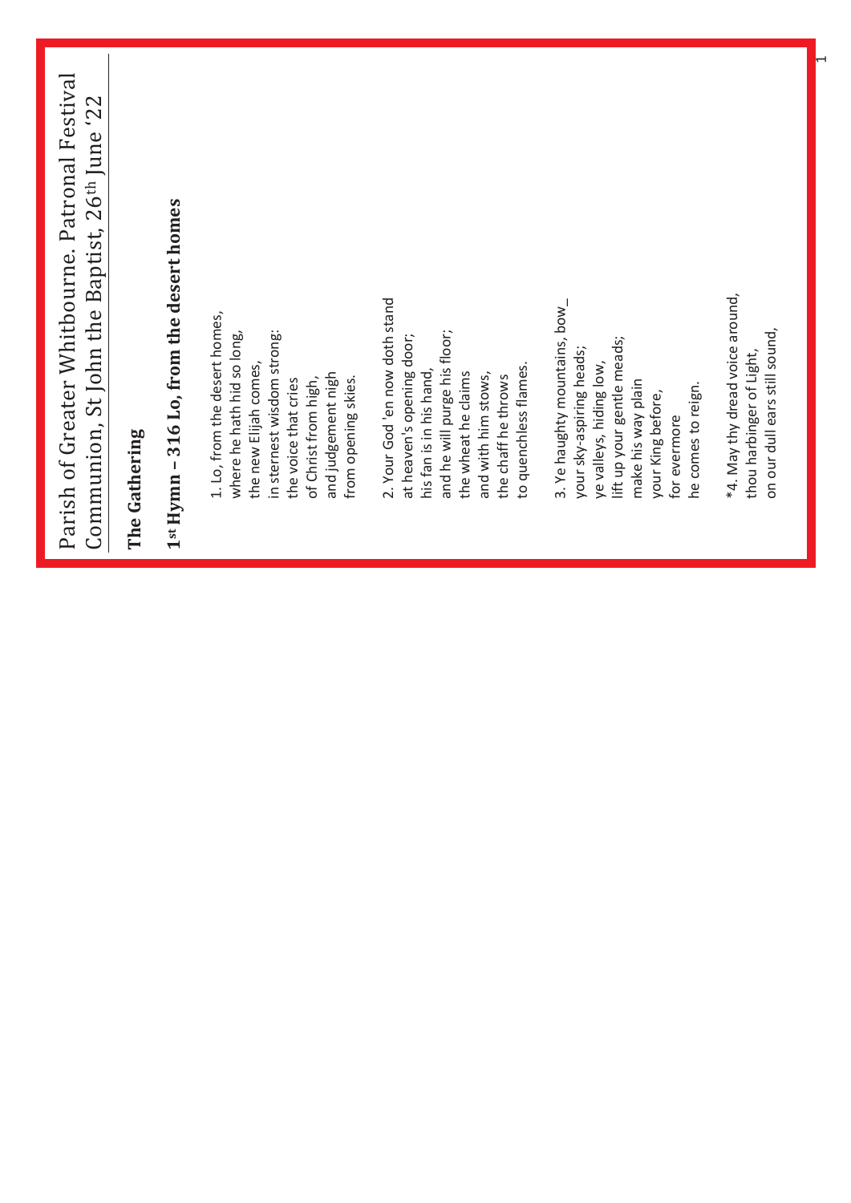# Parish of Greater Whitbourne. Patronal Festival Communion, St John the Baptist, 26th June '22

## The Gathering

### 1st Hymn – 316 Lo, from the desert homes

1. Lo, from the desert homes,
where he hath hid so long,
the new Elijah comes,
in sternest wisdom strong:
the voice that cries
of Christ from high,
and judgement nigh
from opening skies.

2. Your God 'en now doth stand
at heaven's opening door;
his fan is in his hand,
and he will purge his floor;
the wheat he claims
and with him stows,
the chaff he throws
to quenchless flames.

3. Ye haughty mountains, bow_
your sky-aspiring heads;
ye valleys, hiding low,
lift up your gentle meads;
make his way plain
your King before,
for evermore
he comes to reign.

*4. May thy dread voice around,
thou harbinger of Light,
on our dull ears still sound,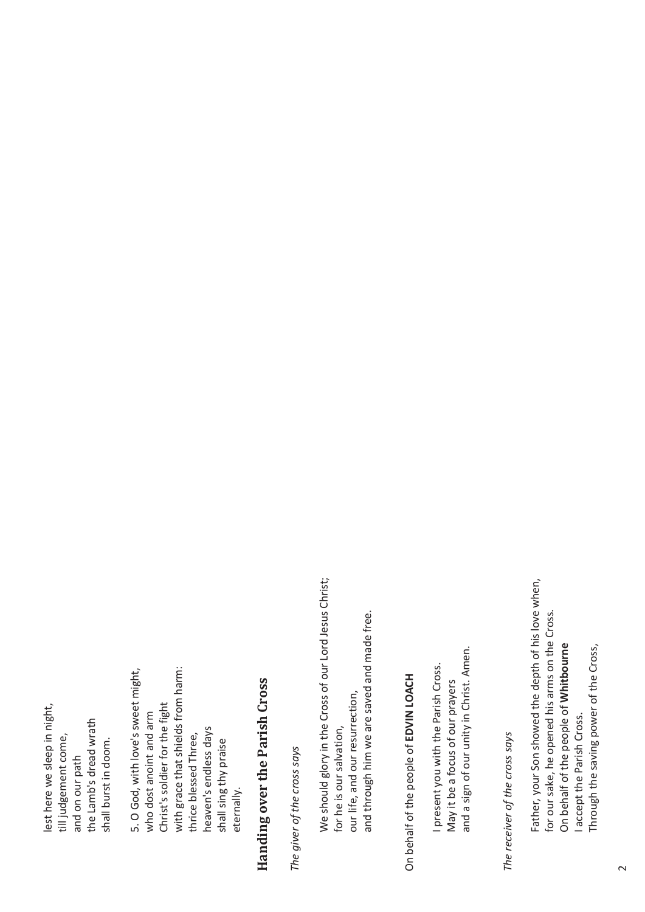lest here we sleep in night,
till judgement come,
and on our path
the Lamb's dread wrath
shall burst in doom.

5. O God, with love's sweet might,
who dost anoint and arm
Christ's soldier for the fight
with grace that shields from harm:
thrice blessed Three,
heaven's endless days
shall sing thy praise
eternally.

## Handing over the Parish Cross

*The giver of the cross says*

We should glory in the Cross of our Lord Jesus Christ;
for he is our salvation,
our life, and our resurrection,
and through him we are saved and made free.

On behalf of the people of **EDVIN LOACH**

I present you with the Parish Cross.
May it be a focus of our prayers
and a sign of our unity in Christ. Amen.

*The receiver of the cross says*

Father, your Son showed the depth of his love when,
for our sake, he opened his arms on the Cross.
On behalf of the people of **Whitbourne**
I accept the Parish Cross.
Through the saving power of the Cross,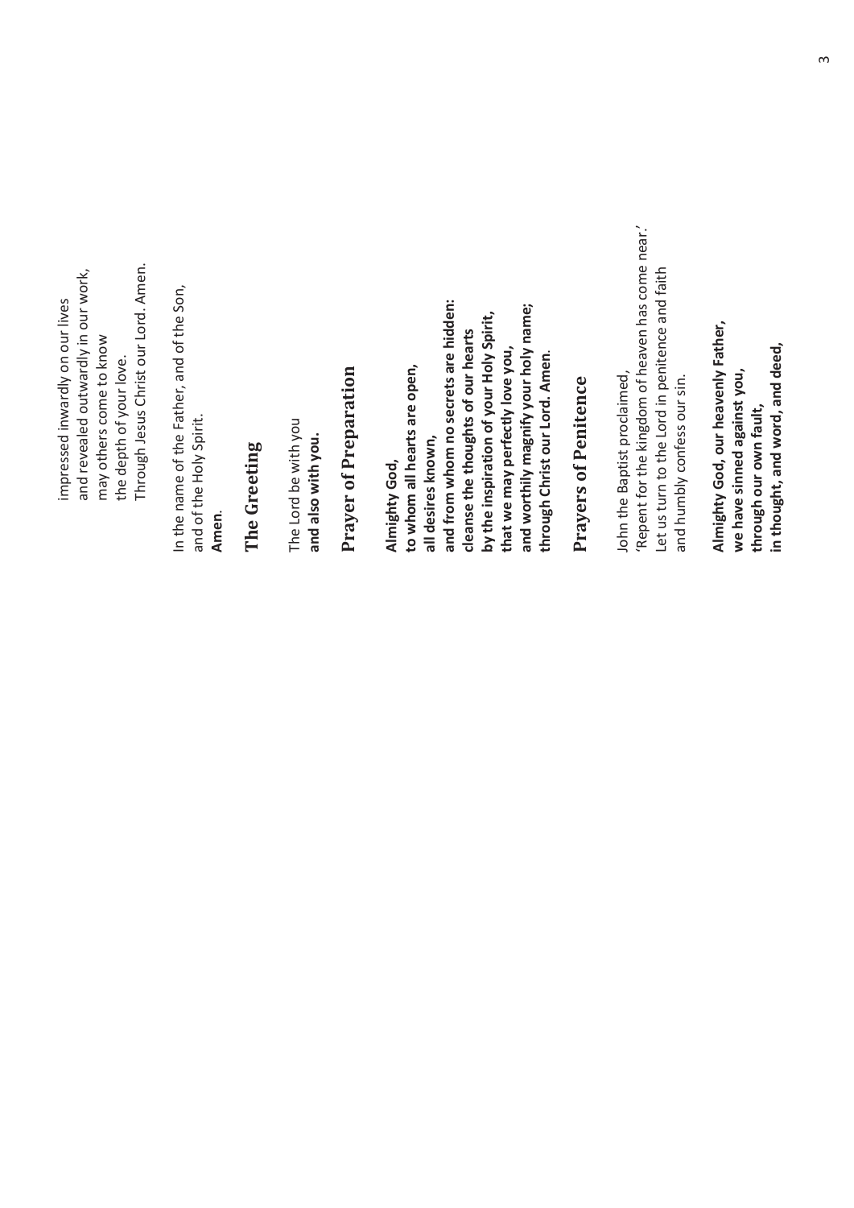impressed inwardly on our lives
and revealed outwardly in our work,
may others come to know
the depth of your love.
Through Jesus Christ our Lord. Amen.

In the name of the Father, and of the Son,
and of the Holy Spirit.
**Amen.**

## The Greeting

The Lord be with you
**and also with you.**

## Prayer of Preparation

**Almighty God,**
**to whom all hearts are open,**
**all desires known,**
**and from whom no secrets are hidden:**
**cleanse the thoughts of our hearts**
**by the inspiration of your Holy Spirit,**
**that we may perfectly love you,**
**and worthily magnify your holy name;**
**through Christ our Lord. Amen.**

## Prayers of Penitence

John the Baptist proclaimed,
'Repent for the kingdom of heaven has come near.'
Let us turn to the Lord in penitence and faith
and humbly confess our sin.

**Almighty God, our heavenly Father,**
**we have sinned against you,**
**through our own fault,**
**in thought, and word, and deed,**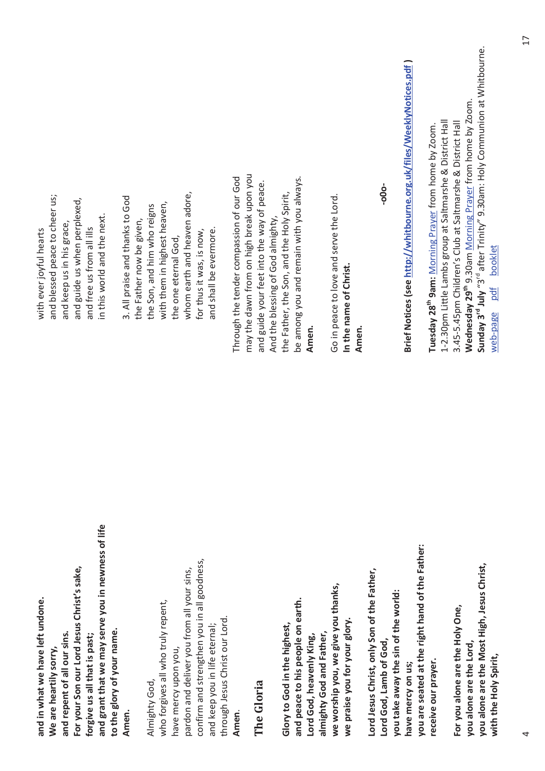**and in what we have left undone.**
**We are heartily sorry,**
**and repent of all our sins.**
**For your Son our Lord Jesus Christ's sake,**
**forgive us all that is past;**
**and grant that we may serve you in newness of life**
**to the glory of your name.**
**Amen.**

Almighty God,
who forgives all who truly repent,
have mercy upon you,
pardon and deliver you from all your sins,
confirm and strengthen you in all goodness,
and keep you in life eternal;
through Jesus Christ our Lord.
**Amen.**

## The Gloria

**Glory to God in the highest,**
**and peace to his people on earth.**
**Lord God, heavenly King,**
**almighty God and Father,**
**we worship you, we give you thanks,**
**we praise you for your glory.**

**Lord Jesus Christ, only Son of the Father,**
**Lord God, Lamb of God,**
**you take away the sin of the world:**
**have mercy on us;**
**you are seated at the right hand of the Father:**
**receive our prayer.**

**For you alone are the Holy One,**
**you alone are the Lord,**
**you alone are the Most High, Jesus Christ,**
**with the Holy Spirit,**

with ever joyful hearts
and blessed peace to cheer us;
and keep us in his grace,
and guide us when perplexed,
and free us from all ills
in this world and the next.

3. All praise and thanks to God
the Father now be given,
the Son, and him who reigns
with them in highest heaven,
the one eternal God,
whom earth and heaven adore,
for thus it was, is now,
and shall be evermore.

Through the tender compassion of our God
may the dawn from on high break upon you
and guide your feet into the way of peace.
And the blessing of God almighty,
the Father, the Son, and the Holy Spirit,
be among you and remain with you always.
**Amen.**

Go in peace to love and serve the Lord.
**In the name of Christ.**
**Amen.**

-o0o-

**Brief Notices (see http://whitbourne.org.uk/files/WeeklyNotices.pdf )**

**Tuesday 28th 9am:** Morning Prayer from home by Zoom.
1-2.30pm Little Lambs group at Saltmarshe & District Hall
3.45-5.45pm Children's Club at Saltmarshe & District Hall
**Wednesday 29th** 9.30am Morning Prayer from home by Zoom.
**Sunday 3rd July** "3rd after Trinity" 9.30am: Holy Communion at Whitbourne.
web-page pdf booklet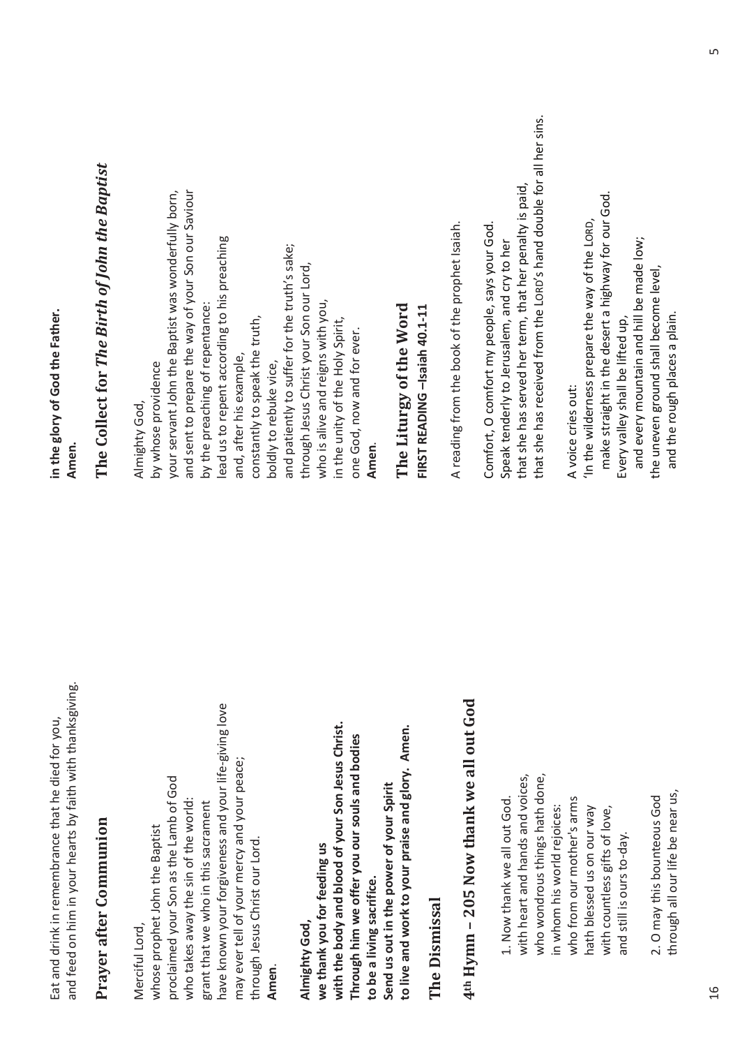Eat and drink in remembrance that he died for you,
and feed on him in your hearts by faith with thanksgiving.

## Prayer after Communion

Merciful Lord,
whose prophet John the Baptist
proclaimed your Son as the Lamb of God
who takes away the sin of the world:
grant that we who in this sacrament
have known your forgiveness and your life-giving love
may ever tell of your mercy and your peace;
through Jesus Christ our Lord.
**Amen**.

**Almighty God,**
**we thank you for feeding us**
**with the body and blood of your Son Jesus Christ.**
**Through him we offer you our souls and bodies**
**to be a living sacrifice.**
**Send us out in the power of your Spirit**
**to live and work to your praise and glory. Amen.**

## The Dismissal

## 4th Hymn – 205 Now thank we all out God

1. Now thank we all out God.
with heart and hands and voices,
who wondrous things hath done,
in whom his world rejoices:
who from our mother's arms
hath blessed us on our way
with countless gifts of love,
and still is ours to-day.

2. O may this bounteous God
through all our life be near us,

**in the glory of God the Father.**
**Amen.**

## The Collect for *The Birth of John the Baptist*

Almighty God,
by whose providence
your servant John the Baptist was wonderfully born,
and sent to prepare the way of your Son our Saviour
by the preaching of repentance:
lead us to repent according to his preaching
and, after his example,
constantly to speak the truth,
boldly to rebuke vice,
and patiently to suffer for the truth's sake;
through Jesus Christ your Son our Lord,
who is alive and reigns with you,
in the unity of the Holy Spirit,
one God, now and for ever.
**Amen**.

## The Liturgy of the Word

**FIRST READING –Isaiah 40.1-11**

A reading from the book of the prophet Isaiah.

Comfort, O comfort my people, says your God.
Speak tenderly to Jerusalem, and cry to her
that she has served her term, that her penalty is paid,
that she has received from the LORD's hand double for all her sins.

A voice cries out:
'In the wilderness prepare the way of the LORD,
make straight in the desert a highway for our God.
Every valley shall be lifted up,
and every mountain and hill be made low;
the uneven ground shall become level,
and the rough places a plain.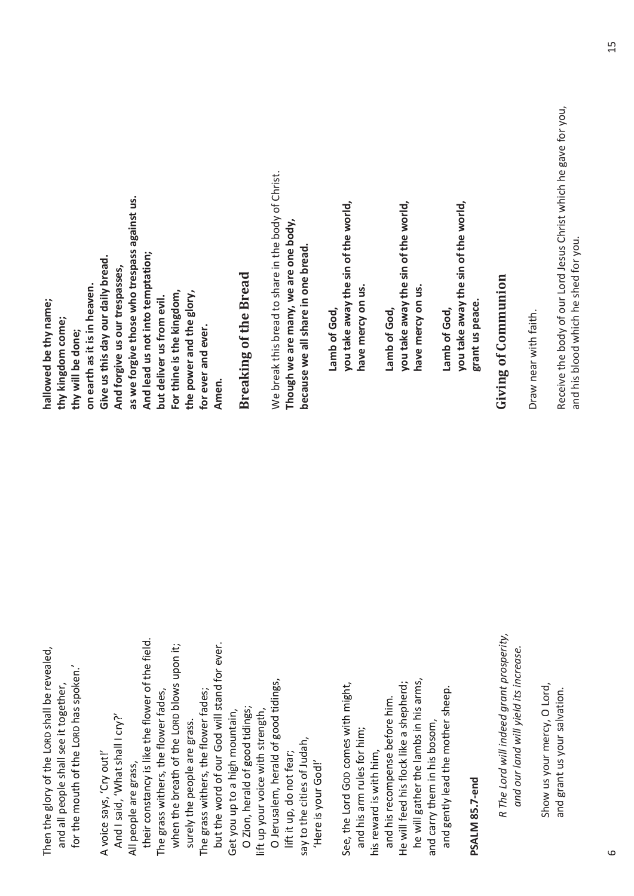Then the glory of the LORD shall be revealed,
  and all people shall see it together,
  for the mouth of the LORD has spoken.'

A voice says, 'Cry out!'
  And I said, 'What shall I cry?'
All people are grass,
  their constancy is like the flower of the field.
The grass withers, the flower fades,
  when the breath of the LORD blows upon it;
  surely the people are grass.
The grass withers, the flower fades;
  but the word of our God will stand for ever.
Get you up to a high mountain,
  O Zion, herald of good tidings;
lift up your voice with strength,
  O Jerusalem, herald of good tidings,
lift it up, do not fear;
say to the cities of Judah,
  'Here is your God!'

See, the Lord GOD comes with might,
  and his arm rules for him;
his reward is with him,
  and his recompense before him.
He will feed his flock like a shepherd;
  he will gather the lambs in his arms,
and carry them in his bosom,
  and gently lead the mother sheep.

**PSALM 85.7-end**

*R The Lord will indeed grant prosperity,*
*and our land will yield its increase.*

Show us your mercy, O Lord,
and grant us your salvation.

**hallowed be thy name;**
**thy kingdom come;**
**thy will be done;**
**on earth as it is in heaven.**
**Give us this day our daily bread.**
**And forgive us our trespasses,**
**as we forgive those who trespass against us.**
**And lead us not into temptation;**
**but deliver us from evil.**
**For thine is the kingdom,**
**the power and the glory,**
**for ever and ever.**
**Amen.**

## Breaking of the Bread

We break this bread to share in the body of Christ.
**Though we are many, we are one body,**
**because we all share in one bread.**

**Lamb of God,**
**you take away the sin of the world,**
**have mercy on us.**

**Lamb of God,**
**you take away the sin of the world,**
**have mercy on us.**

**Lamb of God,**
**you take away the sin of the world,**
**grant us peace.**

## Giving of Communion

Draw near with faith.

Receive the body of our Lord Jesus Christ which he gave for you,
and his blood which he shed for you.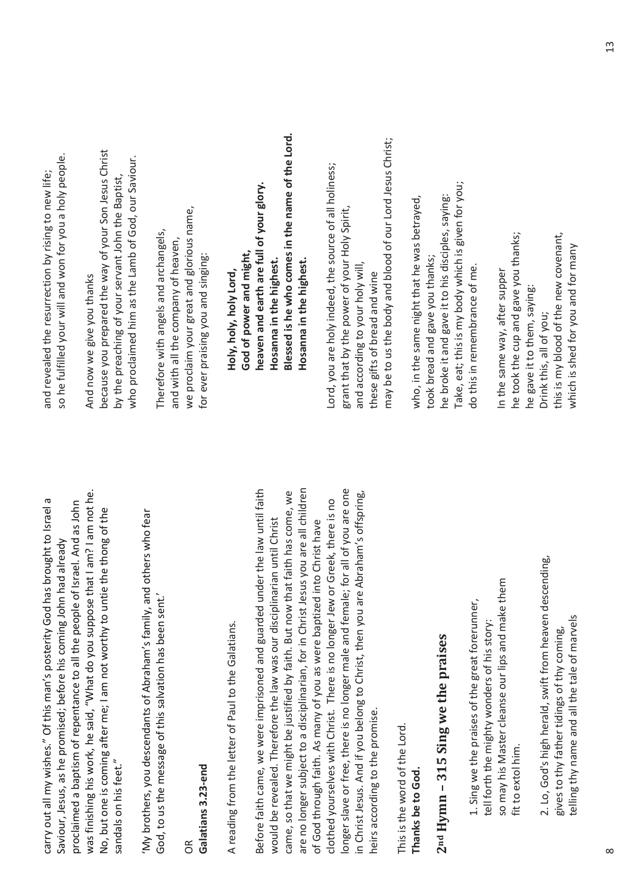carry out all my wishes." Of this man's posterity God has brought to Israel a Saviour, Jesus, as he promised; before his coming John had already proclaimed a baptism of repentance to all the people of Israel. And as John was finishing his work, he said, "What do you suppose that I am? I am not he. No, but one is coming after me; I am not worthy to untie the thong of the sandals on his feet."

'My brothers, you descendants of Abraham's family, and others who fear God, to us the message of this salvation has been sent.'

OR

**Galatians 3.23-end**

A reading from the letter of Paul to the Galatians.

Before faith came, we were imprisoned and guarded under the law until faith would be revealed. Therefore the law was our disciplinarian until Christ came, so that we might be justified by faith. But now that faith has come, we are no longer subject to a disciplinarian, for in Christ Jesus you are all children of God through faith. As many of you as were baptized into Christ have clothed yourselves with Christ. There is no longer Jew or Greek, there is no longer slave or free, there is no longer male and female; for all of you are one in Christ Jesus. And if you belong to Christ, then you are Abraham's offspring, heirs according to the promise.

This is the word of the Lord.
**Thanks be to God.**

## 2nd Hymn – 315 Sing we the praises

1. Sing we the praises of the great forerunner,
tell forth the mighty wonders of his story:
so may his Master cleanse our lips and make them
fit to extol him.

2. Lo, God's high herald, swift from heaven descending,
gives to thy father tidings of thy coming,
telling thy name and all the tale of marvels

and revealed the resurrection by rising to new life;
so he fulfilled your will and won for you a holy people.

And now we give you thanks
because you prepared the way of your Son Jesus Christ
by the preaching of your servant John the Baptist,
who proclaimed him as the Lamb of God, our Saviour.

Therefore with angels and archangels,
and with all the company of heaven,
we proclaim your great and glorious name,
for ever praising you and singing:

**Holy, holy, holy Lord,**
**God of power and might,**
**heaven and earth are full of your glory.**
**Hosanna in the highest.**
**Blessed is he who comes in the name of the Lord.**
**Hosanna in the highest.**

Lord, you are holy indeed, the source of all holiness;
grant that by the power of your Holy Spirit,
and according to your holy will,
these gifts of bread and wine
may be to us the body and blood of our Lord Jesus Christ;

who, in the same night that he was betrayed,
took bread and gave you thanks;
he broke it and gave it to his disciples, saying:
Take, eat; this is my body which is given for you;
do this in remembrance of me.

In the same way, after supper
he took the cup and gave you thanks;
he gave it to them, saying:
Drink this, all of you;
this is my blood of the new covenant,
which is shed for you and for many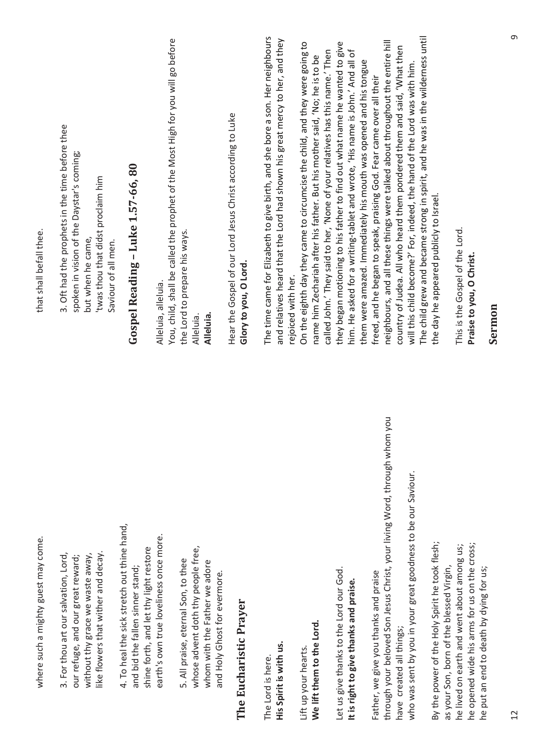where such a mighty guest may come.

3. For thou art our salvation, Lord,
our refuge, and our great reward;
without thy grace we waste away,
like flowers that wither and decay.

4. To heal the sick stretch out thine hand,
and bid the fallen sinner stand;
shine forth, and let thy light restore
earth's own true loveliness once more.

5. All praise, eternal Son, to thee
whose advent doth thy people free,
whom with the Father we adore
and Holy Ghost for evermore.

## The Eucharistic Prayer

The Lord is here.
**His Spirit is with us.**

Lift up your hearts.
**We lift them to the Lord.**

Let us give thanks to the Lord our God.
**It is right to give thanks and praise.**

Father, we give you thanks and praise
through your beloved Son Jesus Christ, your living Word, through whom you have created all things;
who was sent by you in your great goodness to be our Saviour.

By the power of the Holy Spirit he took flesh;
as your Son, born of the blessed Virgin,
he lived on earth and went about among us;
he opened wide his arms for us on the cross;
he put an end to death by dying for us;

that shall befall thee.

3. Oft had the prophets in the time before thee
spoken in vision of the Daystar's coming;
but when he came,
'twas thou that didst proclaim him
Saviour of all men.

## Gospel Reading – Luke 1.57-66, 80

Alleluia, alleluia.
You, child, shall be called the prophet of the Most High for you will go before the Lord to prepare his ways.
Alleluia.
**Alleluia.**

Hear the Gospel of our Lord Jesus Christ according to Luke
**Glory to you, O Lord.**

The time came for Elizabeth to give birth, and she bore a son. Her neighbours and relatives heard that the Lord had shown his great mercy to her, and they rejoiced with her.
On the eighth day they came to circumcise the child, and they were going to name him Zechariah after his father. But his mother said, 'No; he is to be called John.' They said to her, 'None of your relatives has this name.' Then they began motioning to his father to find out what name he wanted to give him. He asked for a writing-tablet and wrote, 'His name is John.' And all of them were amazed. Immediately his mouth was opened and his tongue freed, and he began to speak, praising God. Fear came over all their neighbours, and all these things were talked about throughout the entire hill country of Judea. All who heard them pondered them and said, 'What then will this child become?' For, indeed, the hand of the Lord was with him.
The child grew and became strong in spirit, and he was in the wilderness until the day he appeared publicly to Israel.

This is the Gospel of the Lord.
**Praise to you, O Christ.**

## Sermon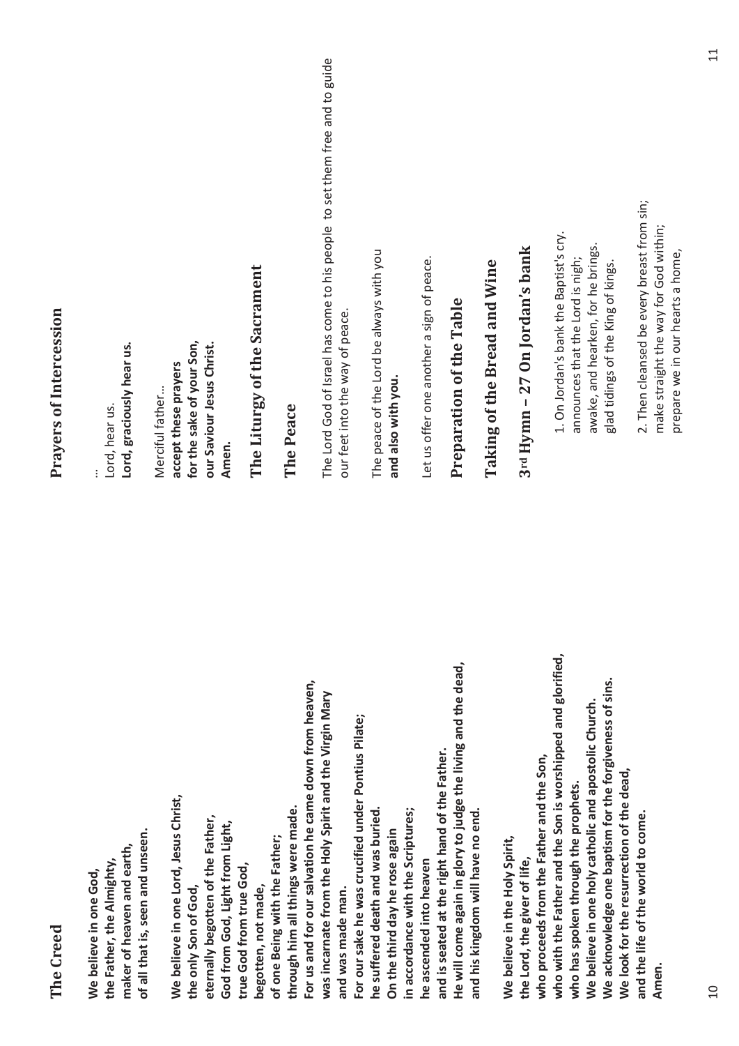## The Creed

**We believe in one God,**
**the Father, the Almighty,**
**maker of heaven and earth,**
**of all that is, seen and unseen.**

**We believe in one Lord, Jesus Christ,**
**the only Son of God,**
**eternally begotten of the Father,**
**God from God, Light from Light,**
**true God from true God,**
**begotten, not made,**
**of one Being with the Father;**
**through him all things were made.**
**For us and for our salvation he came down from heaven,**
**was incarnate from the Holy Spirit and the Virgin Mary**
**and was made man.**
**For our sake he was crucified under Pontius Pilate;**
**he suffered death and was buried.**
**On the third day he rose again**
**in accordance with the Scriptures;**
**he ascended into heaven**
**and is seated at the right hand of the Father.**
**He will come again in glory to judge the living and the dead,**
**and his kingdom will have no end.**

**We believe in the Holy Spirit,**
**the Lord, the giver of life,**
**who proceeds from the Father and the Son,**
**who with the Father and the Son is worshipped and glorified,**
**who has spoken through the prophets.**
**We believe in one holy catholic and apostolic Church.**
**We acknowledge one baptism for the forgiveness of sins.**
**We look for the resurrection of the dead,**
**and the life of the world to come.**
**Amen.**

## Prayers of Intercession

…
Lord, hear us.
**Lord, graciously hear us.**

Merciful father…
**accept these prayers**
**for the sake of your Son,**
**our Saviour Jesus Christ.**
**Amen.**

## The Liturgy of the Sacrament

## The Peace

The Lord God of Israel has come to his people to set them free and to guide our feet into the way of peace.

The peace of the Lord be always with you
**and also with you.**

Let us offer one another a sign of peace.

## Preparation of the Table

## Taking of the Bread and Wine

## 3rd Hymn – 27 On Jordan's bank

1. On Jordan's bank the Baptist's cry.
announces that the Lord is nigh;
awake, and hearken, for he brings.
glad tidings of the King of kings.

2. Then cleansed be every breast from sin;
make straight the way for God within;
prepare we in our hearts a home,